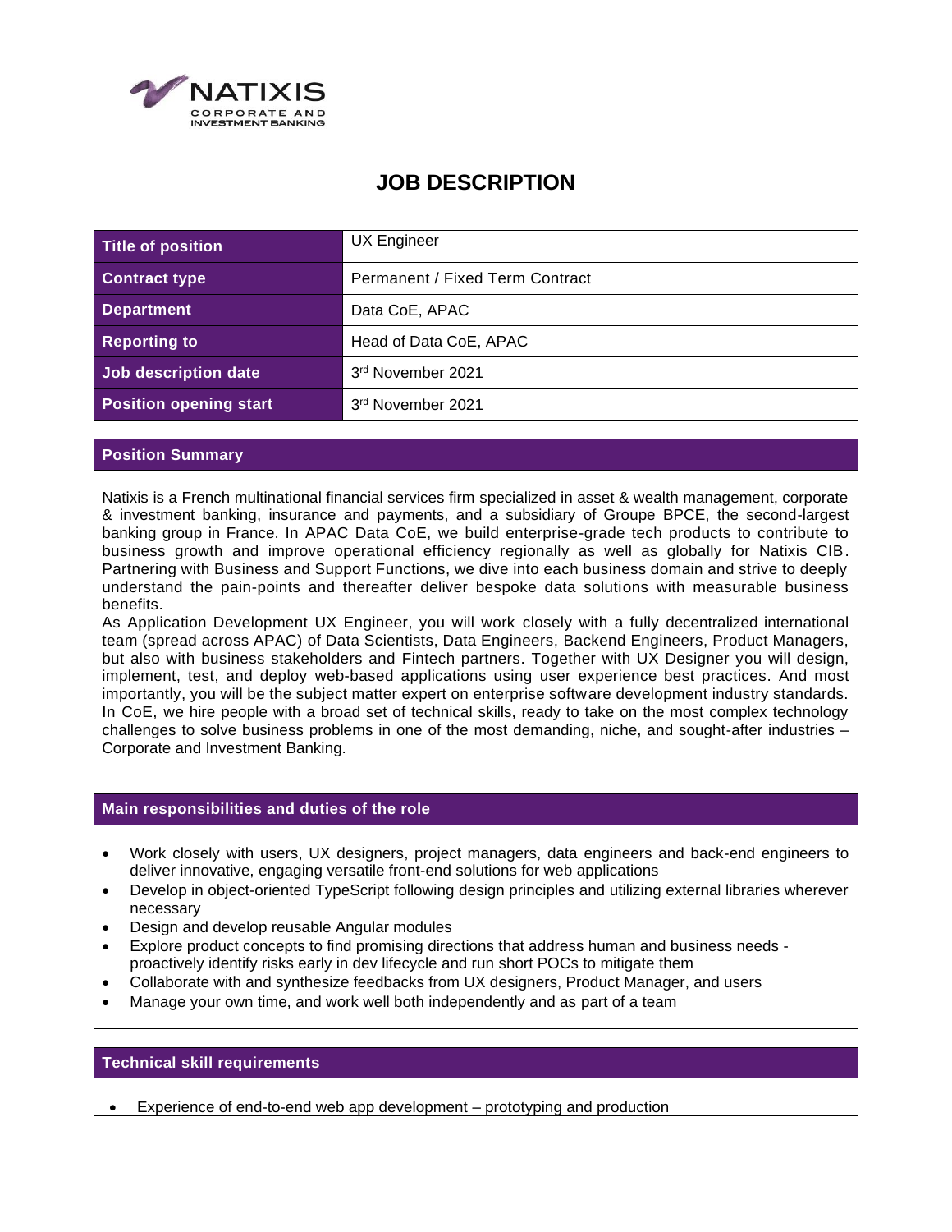# JOB DESCRIPTION

| Title of position | UX Engineer |
|---|---|
| Contract type | Permanent / Fixed Term Contract |
| Department | Data CoE, APAC |
| Reporting to | Head of Data CoE, APAC |
| Job description date | 3rd November 2021 |
| Position opening start | 3rd November 2021 |

## Position Summary

Natixis is a French multinational financial services firm specialized in asset & wealth management, corporate & investment banking, insurance and payments, and a subsidiary of Groupe BPCE, the second-largest banking group in France. In APAC Data CoE, we build enterprise-grade tech products to contribute to business growth and improve operational efficiency regionally as well as globally for Natixis CIB. Partnering with Business and Support Functions, we dive into each business domain and strive to deeply understand the pain-points and thereafter deliver bespoke data solutions with measurable business benefits.

As Application Development UX Engineer, you will work closely with a fully decentralized international team (spread across APAC) of Data Scientists, Data Engineers, Backend Engineers, Product Managers, but also with business stakeholders and Fintech partners. Together with UX Designer you will design, implement, test, and deploy web-based applications using user experience best practices. And most importantly, you will be the subject matter expert on enterprise software development industry standards. In CoE, we hire people with a broad set of technical skills, ready to take on the most complex technology challenges to solve business problems in one of the most demanding, niche, and sought-after industries – Corporate and Investment Banking.

## Main responsibilities and duties of the role

- Work closely with users, UX designers, project managers, data engineers and back-end engineers to deliver innovative, engaging versatile front-end solutions for web applications
- Develop in object-oriented TypeScript following design principles and utilizing external libraries wherever necessary
- Design and develop reusable Angular modules
- Explore product concepts to find promising directions that address human and business needs - proactively identify risks early in dev lifecycle and run short POCs to mitigate them
- Collaborate with and synthesize feedbacks from UX designers, Product Manager, and users
- Manage your own time, and work well both independently and as part of a team

## Technical skill requirements

- Experience of end-to-end web app development – prototyping and production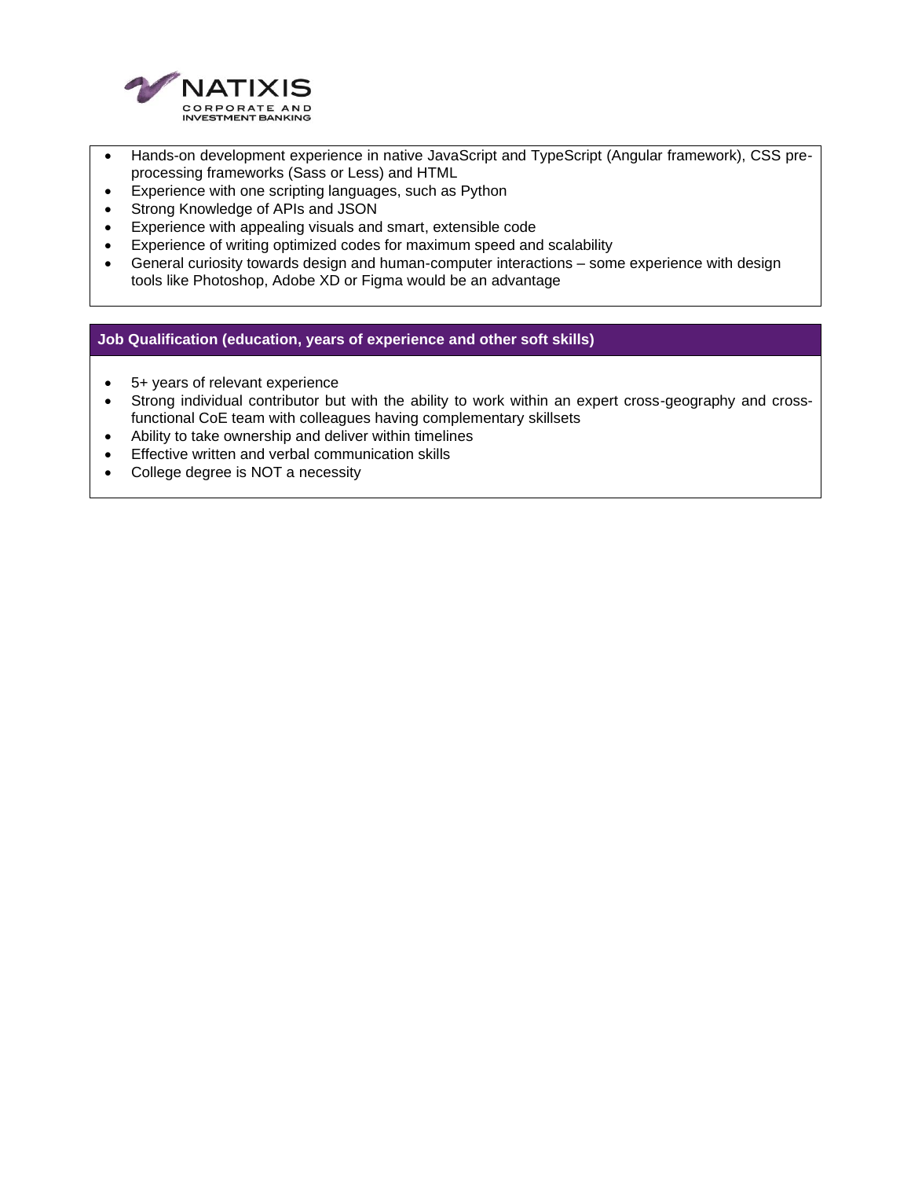- Hands-on development experience in native JavaScript and TypeScript (Angular framework), CSS pre-processing frameworks (Sass or Less) and HTML
- Experience with one scripting languages, such as Python
- Strong Knowledge of APIs and JSON
- Experience with appealing visuals and smart, extensible code
- Experience of writing optimized codes for maximum speed and scalability
- General curiosity towards design and human-computer interactions – some experience with design tools like Photoshop, Adobe XD or Figma would be an advantage

**Job Qualification (education, years of experience and other soft skills)**

- 5+ years of relevant experience
- Strong individual contributor but with the ability to work within an expert cross-geography and cross-functional CoE team with colleagues having complementary skillsets
- Ability to take ownership and deliver within timelines
- Effective written and verbal communication skills
- College degree is NOT a necessity